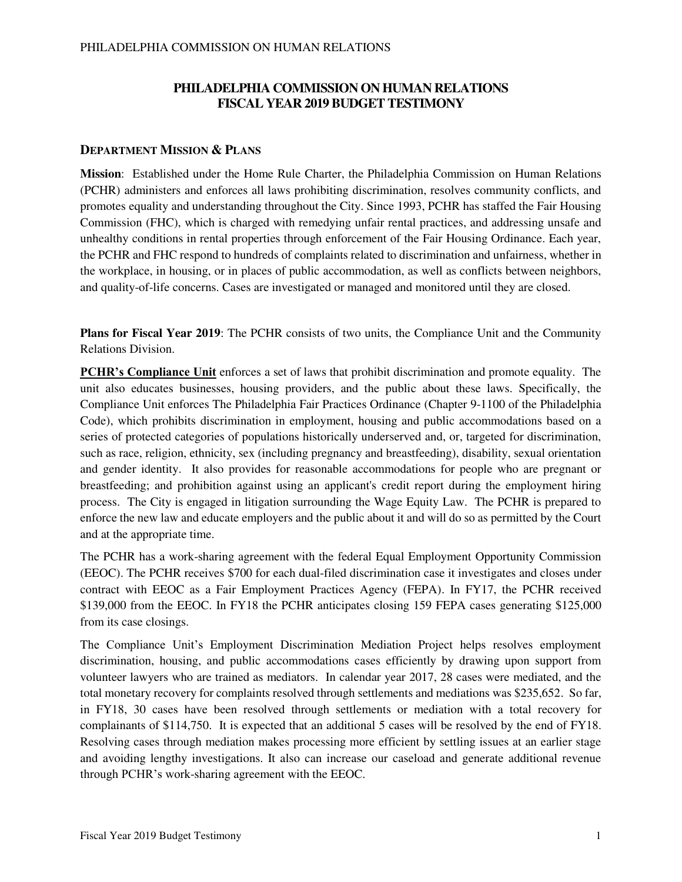# PHILADELPHIA COMMISSION ON HUMAN RELATIONS
# FISCAL YEAR 2019 BUDGET TESTIMONY

## DEPARTMENT MISSION & PLANS

**Mission**: Established under the Home Rule Charter, the Philadelphia Commission on Human Relations (PCHR) administers and enforces all laws prohibiting discrimination, resolves community conflicts, and promotes equality and understanding throughout the City. Since 1993, PCHR has staffed the Fair Housing Commission (FHC), which is charged with remedying unfair rental practices, and addressing unsafe and unhealthy conditions in rental properties through enforcement of the Fair Housing Ordinance. Each year, the PCHR and FHC respond to hundreds of complaints related to discrimination and unfairness, whether in the workplace, in housing, or in places of public accommodation, as well as conflicts between neighbors, and quality-of-life concerns. Cases are investigated or managed and monitored until they are closed.

**Plans for Fiscal Year 2019**: The PCHR consists of two units, the Compliance Unit and the Community Relations Division.

**PCHR's Compliance Unit** enforces a set of laws that prohibit discrimination and promote equality. The unit also educates businesses, housing providers, and the public about these laws. Specifically, the Compliance Unit enforces The Philadelphia Fair Practices Ordinance (Chapter 9-1100 of the Philadelphia Code), which prohibits discrimination in employment, housing and public accommodations based on a series of protected categories of populations historically underserved and, or, targeted for discrimination, such as race, religion, ethnicity, sex (including pregnancy and breastfeeding), disability, sexual orientation and gender identity. It also provides for reasonable accommodations for people who are pregnant or breastfeeding; and prohibition against using an applicant's credit report during the employment hiring process. The City is engaged in litigation surrounding the Wage Equity Law. The PCHR is prepared to enforce the new law and educate employers and the public about it and will do so as permitted by the Court and at the appropriate time.

The PCHR has a work-sharing agreement with the federal Equal Employment Opportunity Commission (EEOC). The PCHR receives $700 for each dual-filed discrimination case it investigates and closes under contract with EEOC as a Fair Employment Practices Agency (FEPA). In FY17, the PCHR received $139,000 from the EEOC. In FY18 the PCHR anticipates closing 159 FEPA cases generating $125,000 from its case closings.

The Compliance Unit's Employment Discrimination Mediation Project helps resolves employment discrimination, housing, and public accommodations cases efficiently by drawing upon support from volunteer lawyers who are trained as mediators. In calendar year 2017, 28 cases were mediated, and the total monetary recovery for complaints resolved through settlements and mediations was $235,652. So far, in FY18, 30 cases have been resolved through settlements or mediation with a total recovery for complainants of $114,750. It is expected that an additional 5 cases will be resolved by the end of FY18. Resolving cases through mediation makes processing more efficient by settling issues at an earlier stage and avoiding lengthy investigations. It also can increase our caseload and generate additional revenue through PCHR's work-sharing agreement with the EEOC.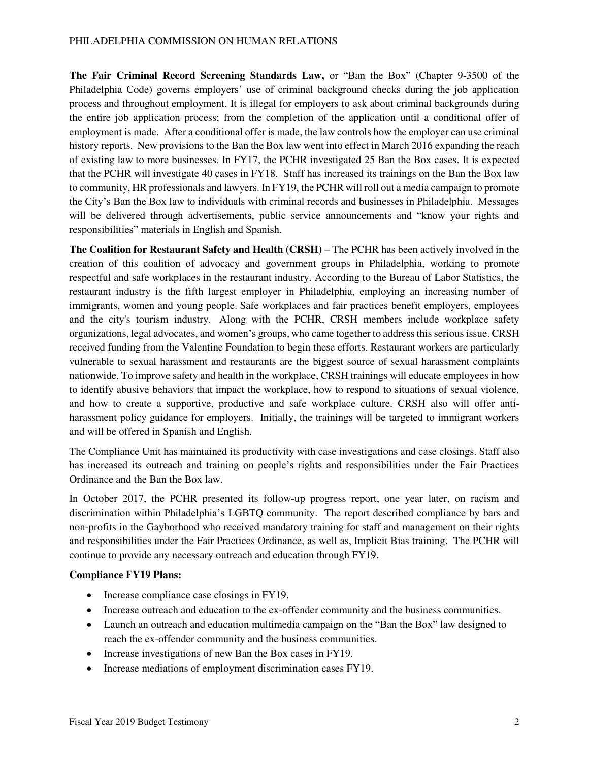**The Fair Criminal Record Screening Standards Law,** or "Ban the Box" (Chapter 9-3500 of the Philadelphia Code) governs employers' use of criminal background checks during the job application process and throughout employment. It is illegal for employers to ask about criminal backgrounds during the entire job application process; from the completion of the application until a conditional offer of employment is made. After a conditional offer is made, the law controls how the employer can use criminal history reports. New provisions to the Ban the Box law went into effect in March 2016 expanding the reach of existing law to more businesses. In FY17, the PCHR investigated 25 Ban the Box cases. It is expected that the PCHR will investigate 40 cases in FY18. Staff has increased its trainings on the Ban the Box law to community, HR professionals and lawyers. In FY19, the PCHR will roll out a media campaign to promote the City's Ban the Box law to individuals with criminal records and businesses in Philadelphia. Messages will be delivered through advertisements, public service announcements and "know your rights and responsibilities" materials in English and Spanish.

**The Coalition for Restaurant Safety and Health (CRSH)** – The PCHR has been actively involved in the creation of this coalition of advocacy and government groups in Philadelphia, working to promote respectful and safe workplaces in the restaurant industry. According to the Bureau of Labor Statistics, the restaurant industry is the fifth largest employer in Philadelphia, employing an increasing number of immigrants, women and young people. Safe workplaces and fair practices benefit employers, employees and the city's tourism industry. Along with the PCHR, CRSH members include workplace safety organizations, legal advocates, and women's groups, who came together to address this serious issue. CRSH received funding from the Valentine Foundation to begin these efforts. Restaurant workers are particularly vulnerable to sexual harassment and restaurants are the biggest source of sexual harassment complaints nationwide. To improve safety and health in the workplace, CRSH trainings will educate employees in how to identify abusive behaviors that impact the workplace, how to respond to situations of sexual violence, and how to create a supportive, productive and safe workplace culture. CRSH also will offer anti-harassment policy guidance for employers. Initially, the trainings will be targeted to immigrant workers and will be offered in Spanish and English.

The Compliance Unit has maintained its productivity with case investigations and case closings. Staff also has increased its outreach and training on people's rights and responsibilities under the Fair Practices Ordinance and the Ban the Box law.

In October 2017, the PCHR presented its follow-up progress report, one year later, on racism and discrimination within Philadelphia's LGBTQ community. The report described compliance by bars and non-profits in the Gayborhood who received mandatory training for staff and management on their rights and responsibilities under the Fair Practices Ordinance, as well as, Implicit Bias training. The PCHR will continue to provide any necessary outreach and education through FY19.

**Compliance FY19 Plans:**

- Increase compliance case closings in FY19.
- Increase outreach and education to the ex-offender community and the business communities.
- Launch an outreach and education multimedia campaign on the "Ban the Box" law designed to reach the ex-offender community and the business communities.
- Increase investigations of new Ban the Box cases in FY19.
- Increase mediations of employment discrimination cases FY19.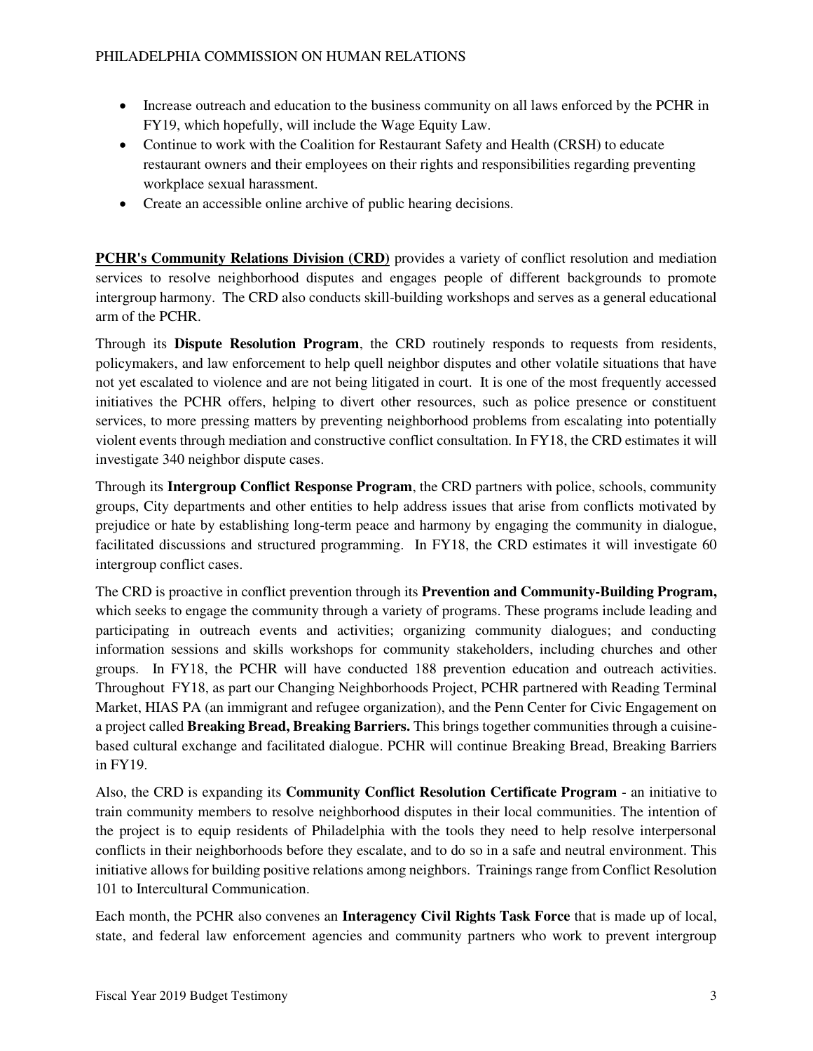- Increase outreach and education to the business community on all laws enforced by the PCHR in FY19, which hopefully, will include the Wage Equity Law.
- Continue to work with the Coalition for Restaurant Safety and Health (CRSH) to educate restaurant owners and their employees on their rights and responsibilities regarding preventing workplace sexual harassment.
- Create an accessible online archive of public hearing decisions.

**PCHR's Community Relations Division (CRD)** provides a variety of conflict resolution and mediation services to resolve neighborhood disputes and engages people of different backgrounds to promote intergroup harmony. The CRD also conducts skill-building workshops and serves as a general educational arm of the PCHR.

Through its **Dispute Resolution Program**, the CRD routinely responds to requests from residents, policymakers, and law enforcement to help quell neighbor disputes and other volatile situations that have not yet escalated to violence and are not being litigated in court. It is one of the most frequently accessed initiatives the PCHR offers, helping to divert other resources, such as police presence or constituent services, to more pressing matters by preventing neighborhood problems from escalating into potentially violent events through mediation and constructive conflict consultation. In FY18, the CRD estimates it will investigate 340 neighbor dispute cases.

Through its **Intergroup Conflict Response Program**, the CRD partners with police, schools, community groups, City departments and other entities to help address issues that arise from conflicts motivated by prejudice or hate by establishing long-term peace and harmony by engaging the community in dialogue, facilitated discussions and structured programming. In FY18, the CRD estimates it will investigate 60 intergroup conflict cases.

The CRD is proactive in conflict prevention through its **Prevention and Community-Building Program,** which seeks to engage the community through a variety of programs. These programs include leading and participating in outreach events and activities; organizing community dialogues; and conducting information sessions and skills workshops for community stakeholders, including churches and other groups. In FY18, the PCHR will have conducted 188 prevention education and outreach activities. Throughout FY18, as part our Changing Neighborhoods Project, PCHR partnered with Reading Terminal Market, HIAS PA (an immigrant and refugee organization), and the Penn Center for Civic Engagement on a project called **Breaking Bread, Breaking Barriers.** This brings together communities through a cuisine-based cultural exchange and facilitated dialogue. PCHR will continue Breaking Bread, Breaking Barriers in FY19.

Also, the CRD is expanding its **Community Conflict Resolution Certificate Program** - an initiative to train community members to resolve neighborhood disputes in their local communities. The intention of the project is to equip residents of Philadelphia with the tools they need to help resolve interpersonal conflicts in their neighborhoods before they escalate, and to do so in a safe and neutral environment. This initiative allows for building positive relations among neighbors. Trainings range from Conflict Resolution 101 to Intercultural Communication.

Each month, the PCHR also convenes an **Interagency Civil Rights Task Force** that is made up of local, state, and federal law enforcement agencies and community partners who work to prevent intergroup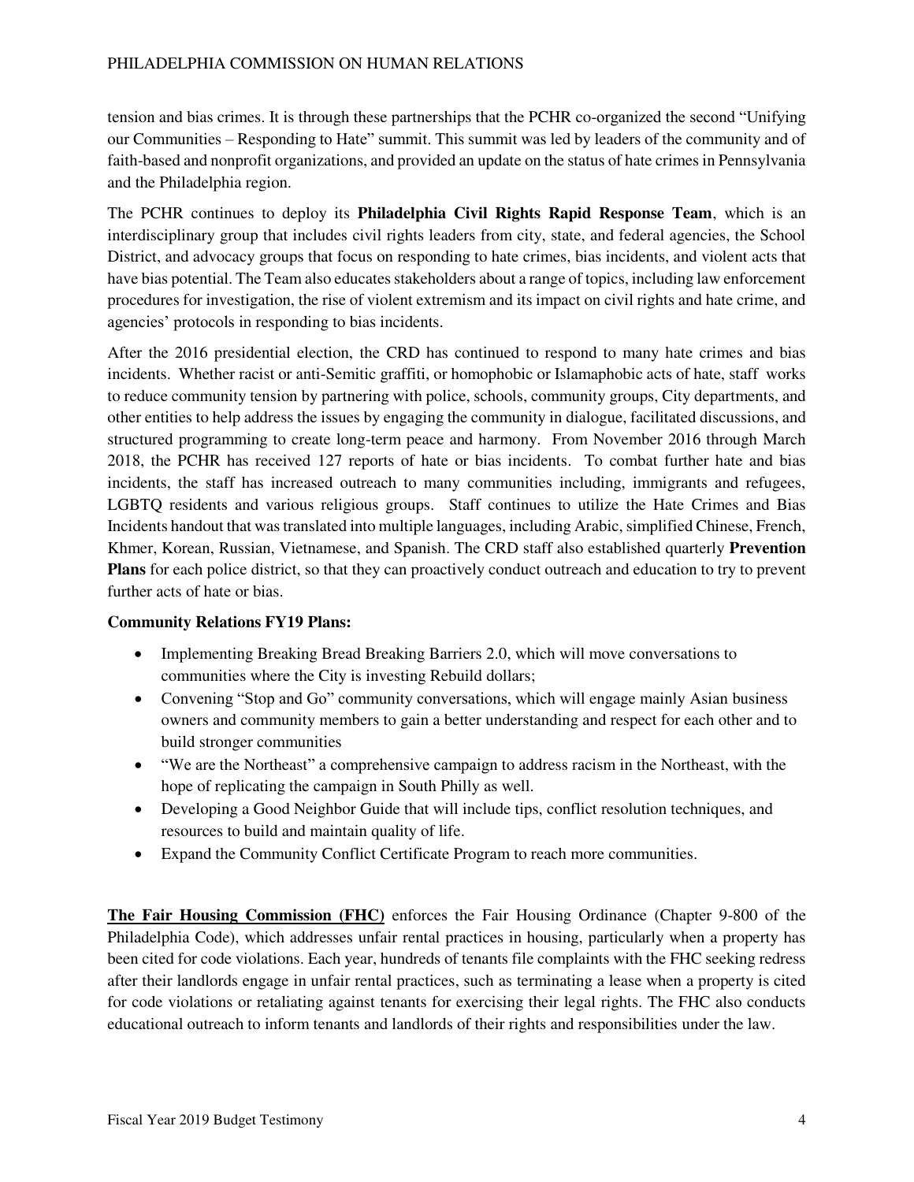tension and bias crimes. It is through these partnerships that the PCHR co-organized the second "Unifying our Communities – Responding to Hate" summit. This summit was led by leaders of the community and of faith-based and nonprofit organizations, and provided an update on the status of hate crimes in Pennsylvania and the Philadelphia region.

The PCHR continues to deploy its **Philadelphia Civil Rights Rapid Response Team**, which is an interdisciplinary group that includes civil rights leaders from city, state, and federal agencies, the School District, and advocacy groups that focus on responding to hate crimes, bias incidents, and violent acts that have bias potential. The Team also educates stakeholders about a range of topics, including law enforcement procedures for investigation, the rise of violent extremism and its impact on civil rights and hate crime, and agencies' protocols in responding to bias incidents.

After the 2016 presidential election, the CRD has continued to respond to many hate crimes and bias incidents. Whether racist or anti-Semitic graffiti, or homophobic or Islamaphobic acts of hate, staff works to reduce community tension by partnering with police, schools, community groups, City departments, and other entities to help address the issues by engaging the community in dialogue, facilitated discussions, and structured programming to create long-term peace and harmony. From November 2016 through March 2018, the PCHR has received 127 reports of hate or bias incidents. To combat further hate and bias incidents, the staff has increased outreach to many communities including, immigrants and refugees, LGBTQ residents and various religious groups. Staff continues to utilize the Hate Crimes and Bias Incidents handout that was translated into multiple languages, including Arabic, simplified Chinese, French, Khmer, Korean, Russian, Vietnamese, and Spanish. The CRD staff also established quarterly **Prevention Plans** for each police district, so that they can proactively conduct outreach and education to try to prevent further acts of hate or bias.

**Community Relations FY19 Plans:**

- Implementing Breaking Bread Breaking Barriers 2.0, which will move conversations to communities where the City is investing Rebuild dollars;
- Convening "Stop and Go" community conversations, which will engage mainly Asian business owners and community members to gain a better understanding and respect for each other and to build stronger communities
- "We are the Northeast" a comprehensive campaign to address racism in the Northeast, with the hope of replicating the campaign in South Philly as well.
- Developing a Good Neighbor Guide that will include tips, conflict resolution techniques, and resources to build and maintain quality of life.
- Expand the Community Conflict Certificate Program to reach more communities.

**The Fair Housing Commission (FHC)** enforces the Fair Housing Ordinance (Chapter 9-800 of the Philadelphia Code), which addresses unfair rental practices in housing, particularly when a property has been cited for code violations. Each year, hundreds of tenants file complaints with the FHC seeking redress after their landlords engage in unfair rental practices, such as terminating a lease when a property is cited for code violations or retaliating against tenants for exercising their legal rights. The FHC also conducts educational outreach to inform tenants and landlords of their rights and responsibilities under the law.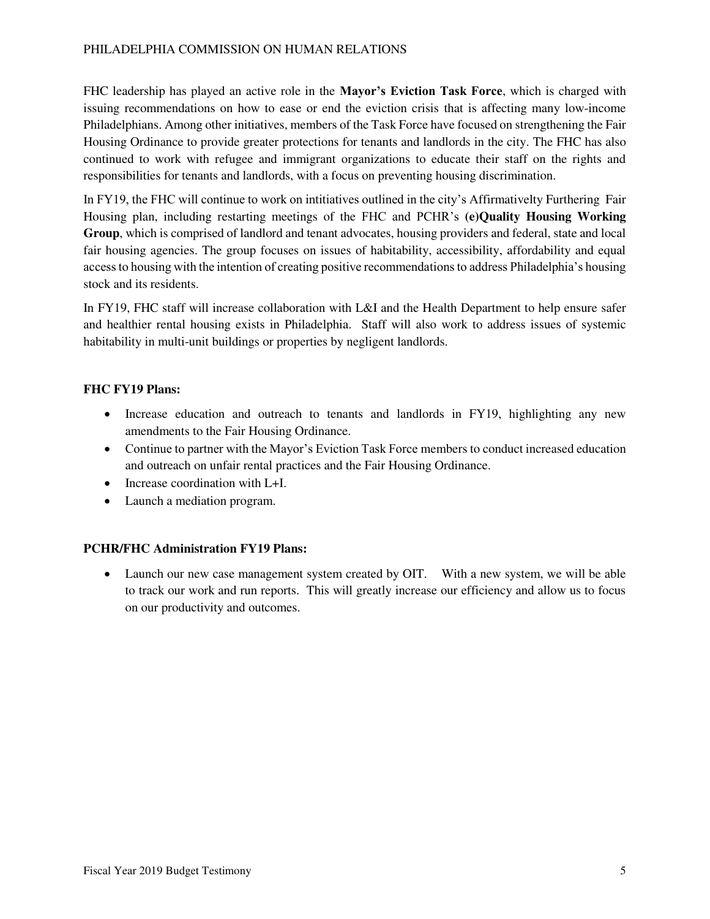FHC leadership has played an active role in the **Mayor's Eviction Task Force**, which is charged with issuing recommendations on how to ease or end the eviction crisis that is affecting many low-income Philadelphians. Among other initiatives, members of the Task Force have focused on strengthening the Fair Housing Ordinance to provide greater protections for tenants and landlords in the city. The FHC has also continued to work with refugee and immigrant organizations to educate their staff on the rights and responsibilities for tenants and landlords, with a focus on preventing housing discrimination.

In FY19, the FHC will continue to work on intitiatives outlined in the city's Affirmativelty Furthering Fair Housing plan, including restarting meetings of the FHC and PCHR's **(e)Quality Housing Working Group**, which is comprised of landlord and tenant advocates, housing providers and federal, state and local fair housing agencies. The group focuses on issues of habitability, accessibility, affordability and equal access to housing with the intention of creating positive recommendations to address Philadelphia's housing stock and its residents.

In FY19, FHC staff will increase collaboration with L&I and the Health Department to help ensure safer and healthier rental housing exists in Philadelphia. Staff will also work to address issues of systemic habitability in multi-unit buildings or properties by negligent landlords.

**FHC FY19 Plans:**

- Increase education and outreach to tenants and landlords in FY19, highlighting any new amendments to the Fair Housing Ordinance.
- Continue to partner with the Mayor's Eviction Task Force members to conduct increased education and outreach on unfair rental practices and the Fair Housing Ordinance.
- Increase coordination with L+I.
- Launch a mediation program.

**PCHR/FHC Administration FY19 Plans:**

- Launch our new case management system created by OIT. With a new system, we will be able to track our work and run reports. This will greatly increase our efficiency and allow us to focus on our productivity and outcomes.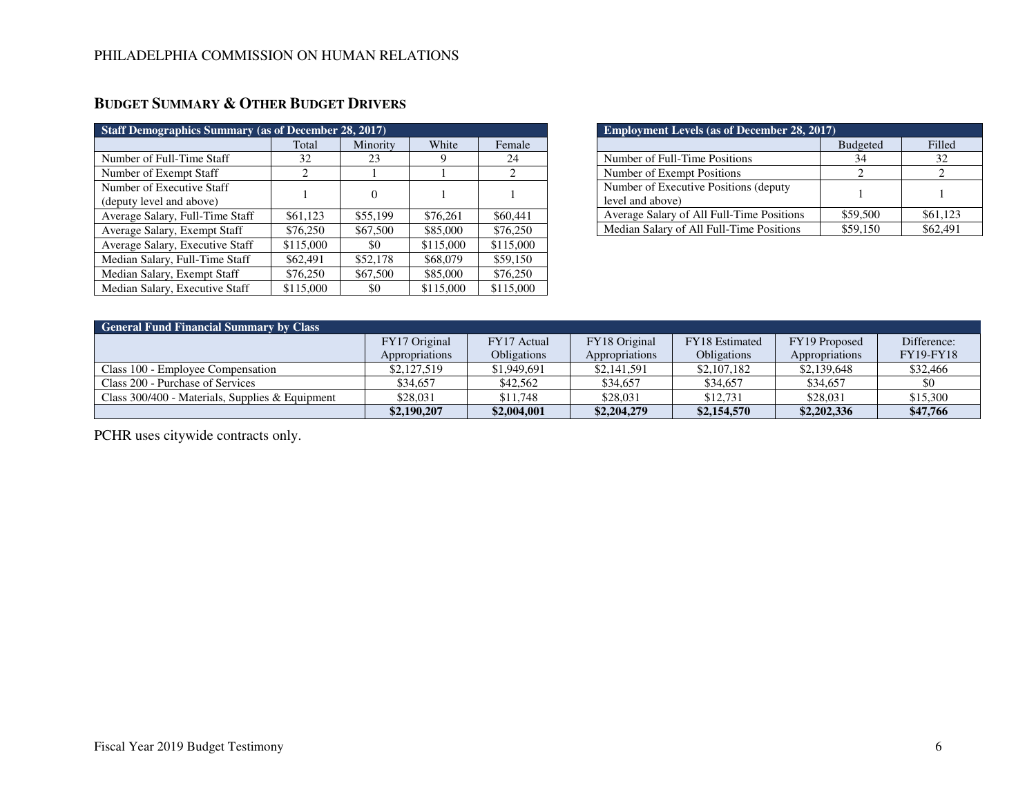## BUDGET SUMMARY & OTHER BUDGET DRIVERS

| Staff Demographics Summary (as of December 28, 2017) | | | | |
|---|---|---|---|---|
| | Total | Minority | White | Female |
| Number of Full-Time Staff | 32 | 23 | 9 | 24 |
| Number of Exempt Staff | 2 | 1 | 1 | 2 |
| Number of Executive Staff (deputy level and above) | 1 | 0 | 1 | 1 |
| Average Salary, Full-Time Staff | $61,123 | $55,199 | $76,261 | $60,441 |
| Average Salary, Exempt Staff | $76,250 | $67,500 | $85,000 | $76,250 |
| Average Salary, Executive Staff | $115,000 | $0 | $115,000 | $115,000 |
| Median Salary, Full-Time Staff | $62,491 | $52,178 | $68,079 | $59,150 |
| Median Salary, Exempt Staff | $76,250 | $67,500 | $85,000 | $76,250 |
| Median Salary, Executive Staff | $115,000 | $0 | $115,000 | $115,000 |

| Employment Levels (as of December 28, 2017) | | |
|---|---|---|
| | Budgeted | Filled |
| Number of Full-Time Positions | 34 | 32 |
| Number of Exempt Positions | 2 | 2 |
| Number of Executive Positions (deputy level and above) | 1 | 1 |
| Average Salary of All Full-Time Positions | $59,500 | $61,123 |
| Median Salary of All Full-Time Positions | $59,150 | $62,491 |

| General Fund Financial Summary by Class | | | | | | |
|---|---|---|---|---|---|---|
| | FY17 Original Appropriations | FY17 Actual Obligations | FY18 Original Appropriations | FY18 Estimated Obligations | FY19 Proposed Appropriations | Difference: FY19-FY18 |
| Class 100 - Employee Compensation | $2,127,519 | $1,949,691 | $2,141,591 | $2,107,182 | $2,139,648 | $32,466 |
| Class 200 - Purchase of Services | $34,657 | $42,562 | $34,657 | $34,657 | $34,657 | $0 |
| Class 300/400 - Materials, Supplies & Equipment | $28,031 | $11,748 | $28,031 | $12,731 | $28,031 | $15,300 |
| | **$2,190,207** | **$2,004,001** | **$2,204,279** | **$2,154,570** | **$2,202,336** | **$47,766** |

PCHR uses citywide contracts only.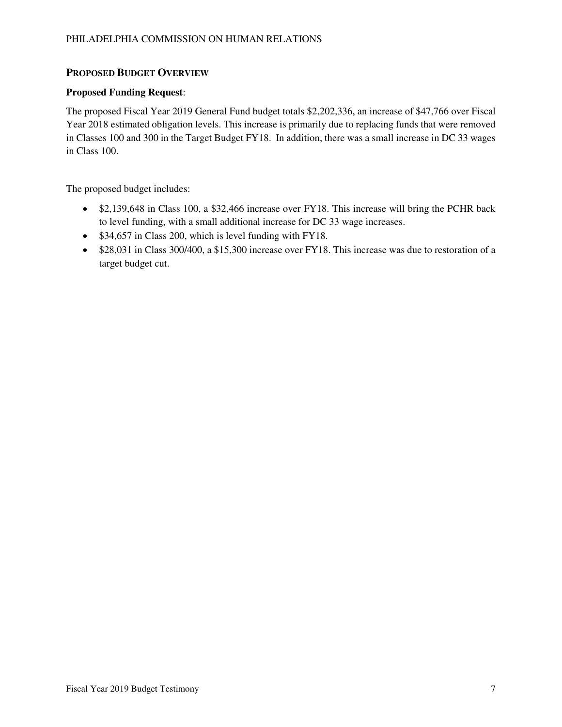## Proposed Budget Overview

**Proposed Funding Request**:

The proposed Fiscal Year 2019 General Fund budget totals $2,202,336, an increase of $47,766 over Fiscal Year 2018 estimated obligation levels. This increase is primarily due to replacing funds that were removed in Classes 100 and 300 in the Target Budget FY18. In addition, there was a small increase in DC 33 wages in Class 100.

The proposed budget includes:

- $2,139,648 in Class 100, a $32,466 increase over FY18. This increase will bring the PCHR back to level funding, with a small additional increase for DC 33 wage increases.
- $34,657 in Class 200, which is level funding with FY18.
- $28,031 in Class 300/400, a $15,300 increase over FY18. This increase was due to restoration of a target budget cut.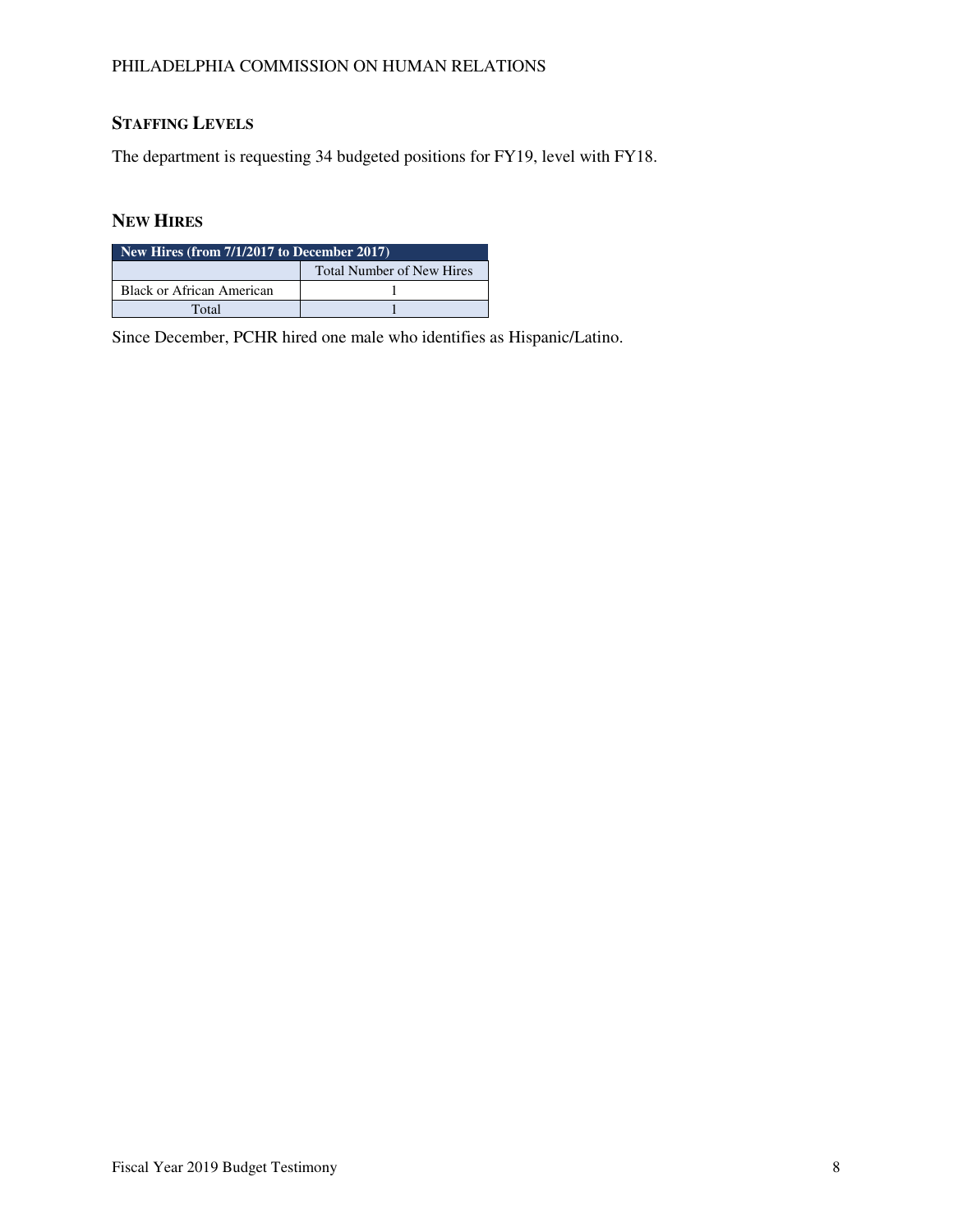## STAFFING LEVELS

The department is requesting 34 budgeted positions for FY19, level with FY18.

## NEW HIRES

| New Hires (from 7/1/2017 to December 2017) | |
|---|---|
| | Total Number of New Hires |
| Black or African American | 1 |
| Total | 1 |

Since December, PCHR hired one male who identifies as Hispanic/Latino.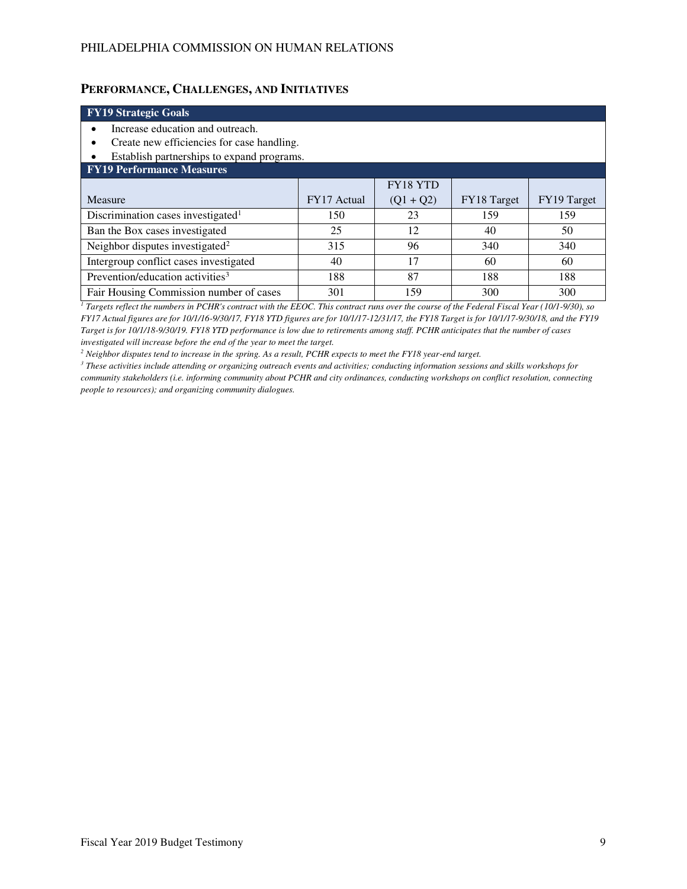## Performance, Challenges, and Initiatives

**FY19 Strategic Goals**

- Increase education and outreach.
- Create new efficiencies for case handling.
- Establish partnerships to expand programs.

**FY19 Performance Measures**

| Measure | FY17 Actual | FY18 YTD (Q1 + Q2) | FY18 Target | FY19 Target |
|---|---|---|---|---|
| Discrimination cases investigated[1] | 150 | 23 | 159 | 159 |
| Ban the Box cases investigated | 25 | 12 | 40 | 50 |
| Neighbor disputes investigated[2] | 315 | 96 | 340 | 340 |
| Intergroup conflict cases investigated | 40 | 17 | 60 | 60 |
| Prevention/education activities[3] | 188 | 87 | 188 | 188 |
| Fair Housing Commission number of cases | 301 | 159 | 300 | 300 |

*[1] Targets reflect the numbers in PCHR's contract with the EEOC. This contract runs over the course of the Federal Fiscal Year (10/1-9/30), so FY17 Actual figures are for 10/1/16-9/30/17, FY18 YTD figures are for 10/1/17-12/31/17, the FY18 Target is for 10/1/17-9/30/18, and the FY19 Target is for 10/1/18-9/30/19. FY18 YTD performance is low due to retirements among staff. PCHR anticipates that the number of cases investigated will increase before the end of the year to meet the target.*

*[2] Neighbor disputes tend to increase in the spring. As a result, PCHR expects to meet the FY18 year-end target.*

*[3] These activities include attending or organizing outreach events and activities; conducting information sessions and skills workshops for community stakeholders (i.e. informing community about PCHR and city ordinances, conducting workshops on conflict resolution, connecting people to resources); and organizing community dialogues.*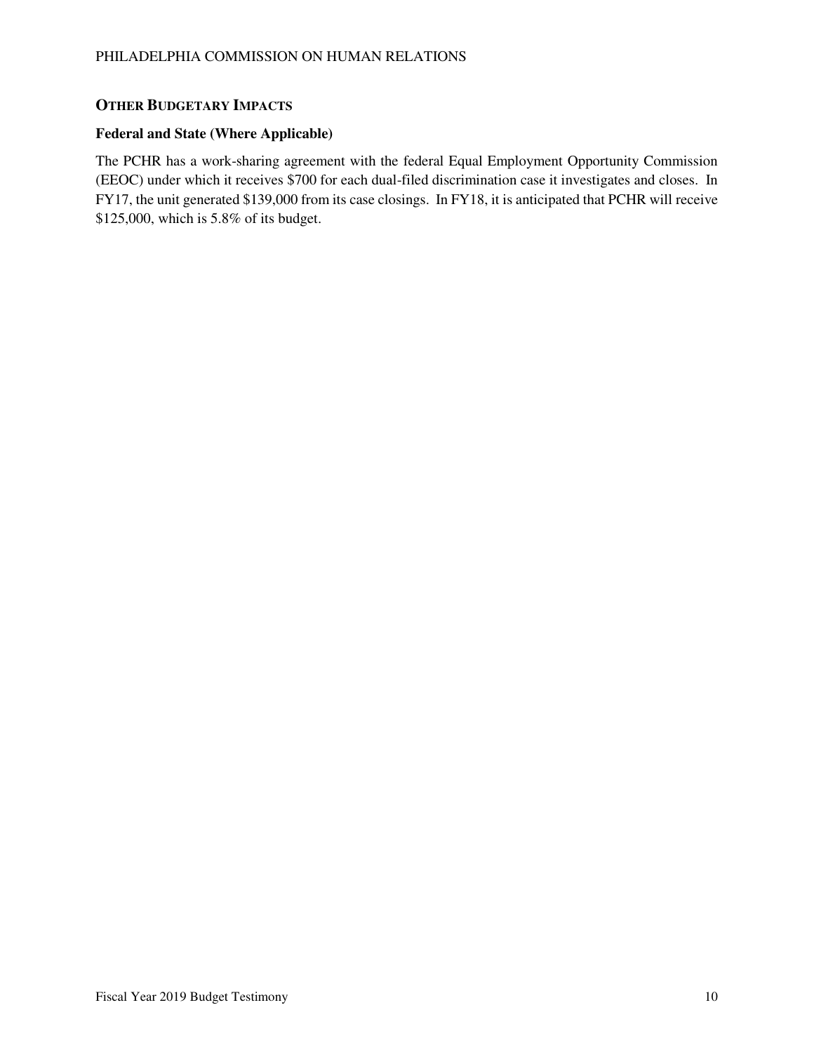## Other Budgetary Impacts

### Federal and State (Where Applicable)

The PCHR has a work-sharing agreement with the federal Equal Employment Opportunity Commission (EEOC) under which it receives $700 for each dual-filed discrimination case it investigates and closes. In FY17, the unit generated $139,000 from its case closings. In FY18, it is anticipated that PCHR will receive $125,000, which is 5.8% of its budget.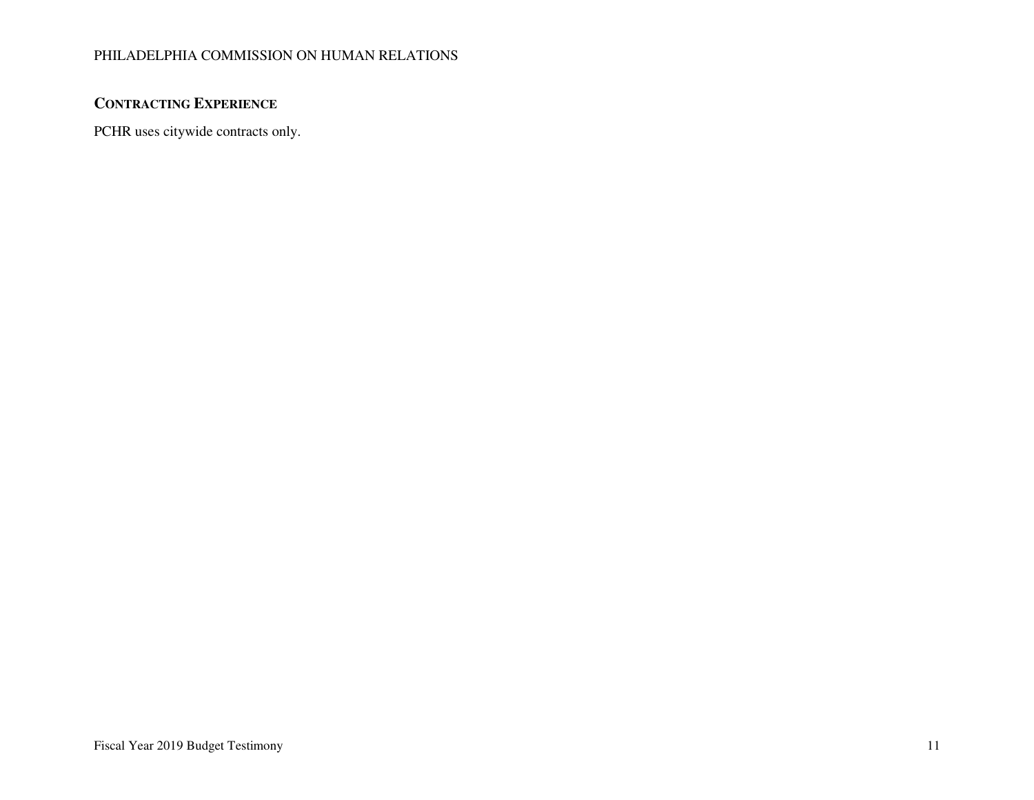## Contracting Experience

PCHR uses citywide contracts only.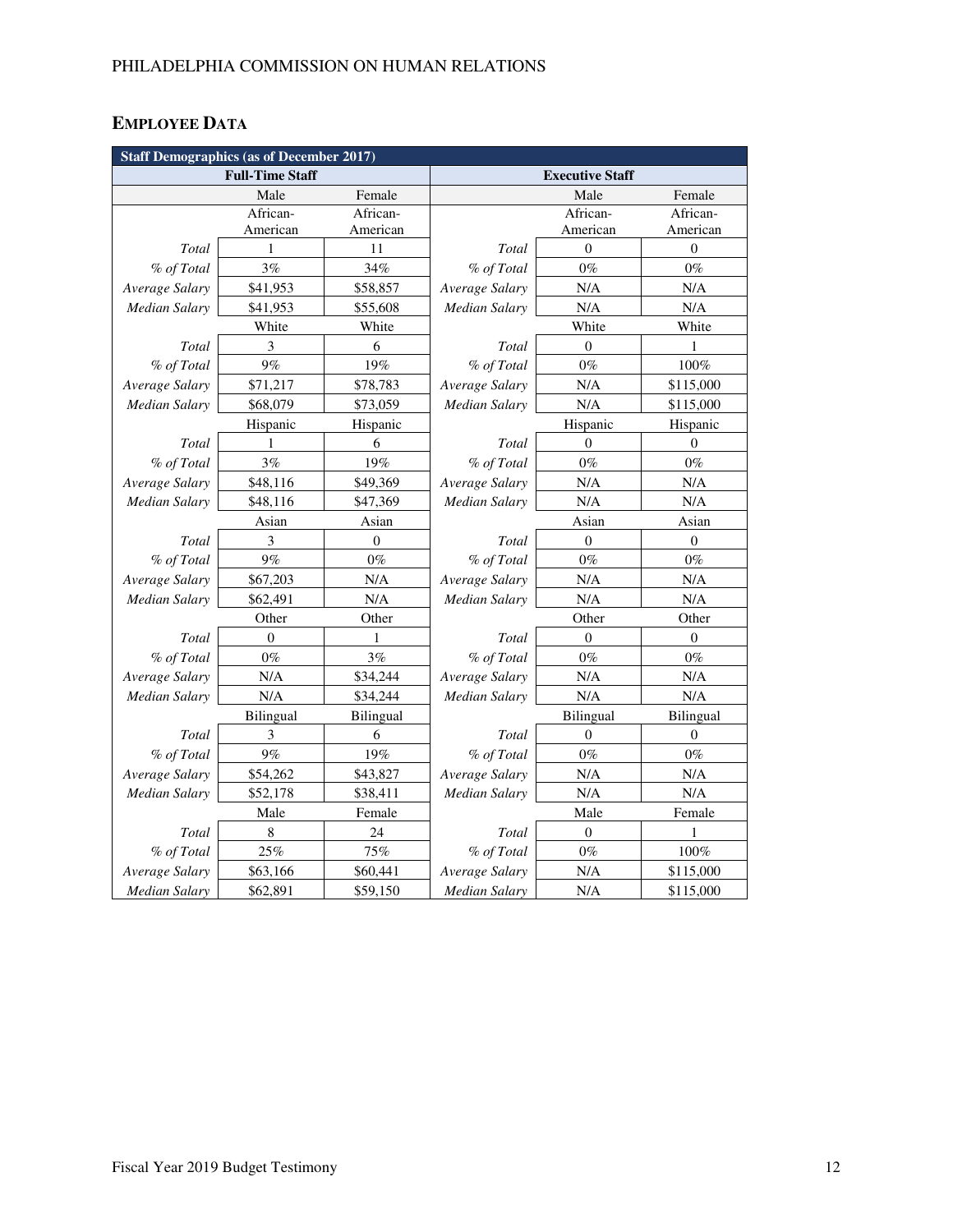## EMPLOYEE DATA

| Staff Demographics (as of December 2017) | | | | | |
|---|---|---|---|---|---|
| **Full-Time Staff** | | | **Executive Staff** | | |
| | Male | Female | | Male | Female |
| | African-American | African-American | | African-American | African-American |
| *Total* | 1 | 11 | *Total* | 0 | 0 |
| *% of Total* | 3% | 34% | *% of Total* | 0% | 0% |
| *Average Salary* | $41,953 | $58,857 | *Average Salary* | N/A | N/A |
| *Median Salary* | $41,953 | $55,608 | *Median Salary* | N/A | N/A |
| | White | White | | White | White |
| *Total* | 3 | 6 | *Total* | 0 | 1 |
| *% of Total* | 9% | 19% | *% of Total* | 0% | 100% |
| *Average Salary* | $71,217 | $78,783 | *Average Salary* | N/A | $115,000 |
| *Median Salary* | $68,079 | $73,059 | *Median Salary* | N/A | $115,000 |
| | Hispanic | Hispanic | | Hispanic | Hispanic |
| *Total* | 1 | 6 | *Total* | 0 | 0 |
| *% of Total* | 3% | 19% | *% of Total* | 0% | 0% |
| *Average Salary* | $48,116 | $49,369 | *Average Salary* | N/A | N/A |
| *Median Salary* | $48,116 | $47,369 | *Median Salary* | N/A | N/A |
| | Asian | Asian | | Asian | Asian |
| *Total* | 3 | 0 | *Total* | 0 | 0 |
| *% of Total* | 9% | 0% | *% of Total* | 0% | 0% |
| *Average Salary* | $67,203 | N/A | *Average Salary* | N/A | N/A |
| *Median Salary* | $62,491 | N/A | *Median Salary* | N/A | N/A |
| | Other | Other | | Other | Other |
| *Total* | 0 | 1 | *Total* | 0 | 0 |
| *% of Total* | 0% | 3% | *% of Total* | 0% | 0% |
| *Average Salary* | N/A | $34,244 | *Average Salary* | N/A | N/A |
| *Median Salary* | N/A | $34,244 | *Median Salary* | N/A | N/A |
| | Bilingual | Bilingual | | Bilingual | Bilingual |
| *Total* | 3 | 6 | *Total* | 0 | 0 |
| *% of Total* | 9% | 19% | *% of Total* | 0% | 0% |
| *Average Salary* | $54,262 | $43,827 | *Average Salary* | N/A | N/A |
| *Median Salary* | $52,178 | $38,411 | *Median Salary* | N/A | N/A |
| | Male | Female | | Male | Female |
| *Total* | 8 | 24 | *Total* | 0 | 1 |
| *% of Total* | 25% | 75% | *% of Total* | 0% | 100% |
| *Average Salary* | $63,166 | $60,441 | *Average Salary* | N/A | $115,000 |
| *Median Salary* | $62,891 | $59,150 | *Median Salary* | N/A | $115,000 |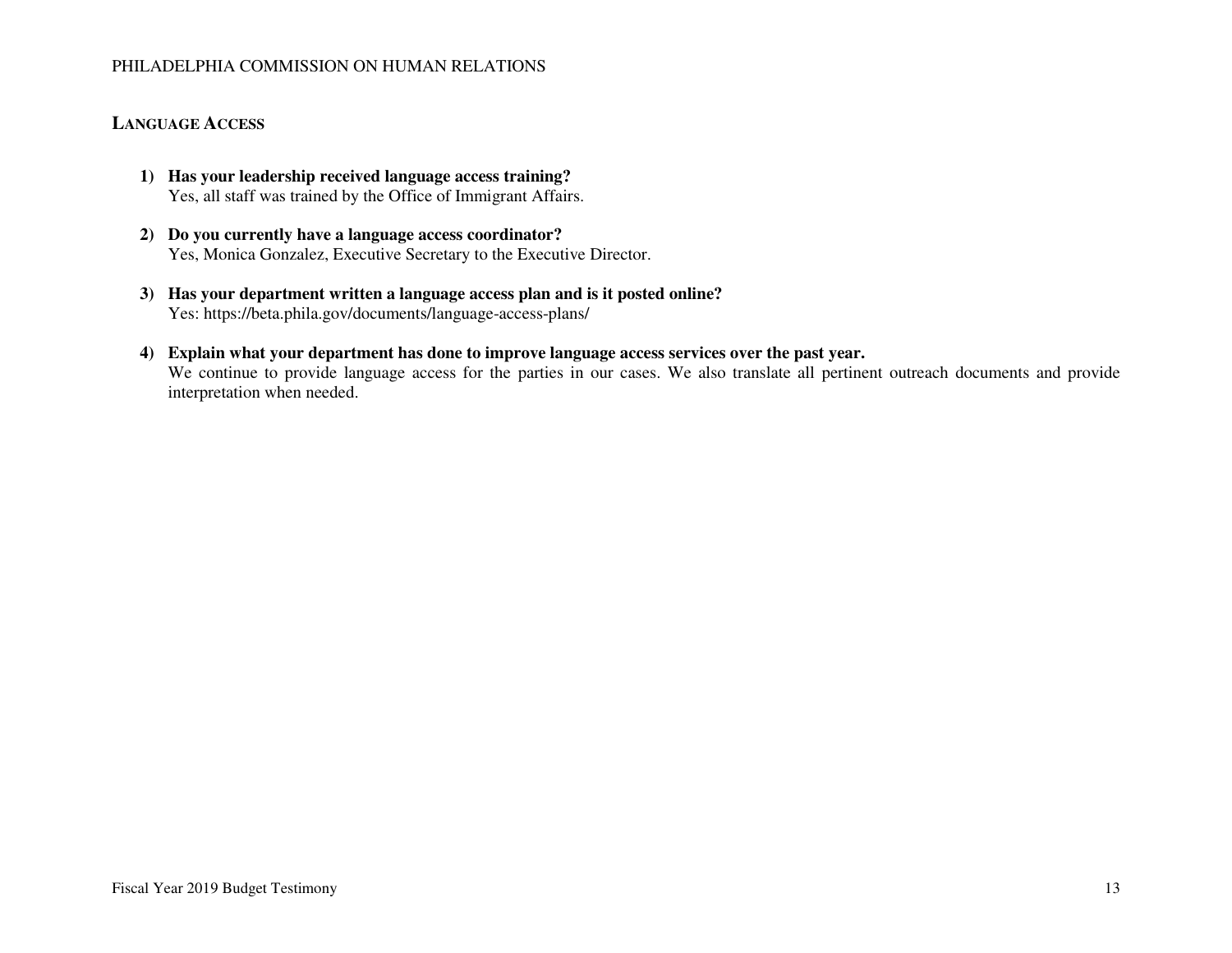## Language Access

1) **Has your leadership received language access training?**
   Yes, all staff was trained by the Office of Immigrant Affairs.

2) **Do you currently have a language access coordinator?**
   Yes, Monica Gonzalez, Executive Secretary to the Executive Director.

3) **Has your department written a language access plan and is it posted online?**
   Yes: https://beta.phila.gov/documents/language-access-plans/

4) **Explain what your department has done to improve language access services over the past year.**
   We continue to provide language access for the parties in our cases. We also translate all pertinent outreach documents and provide interpretation when needed.